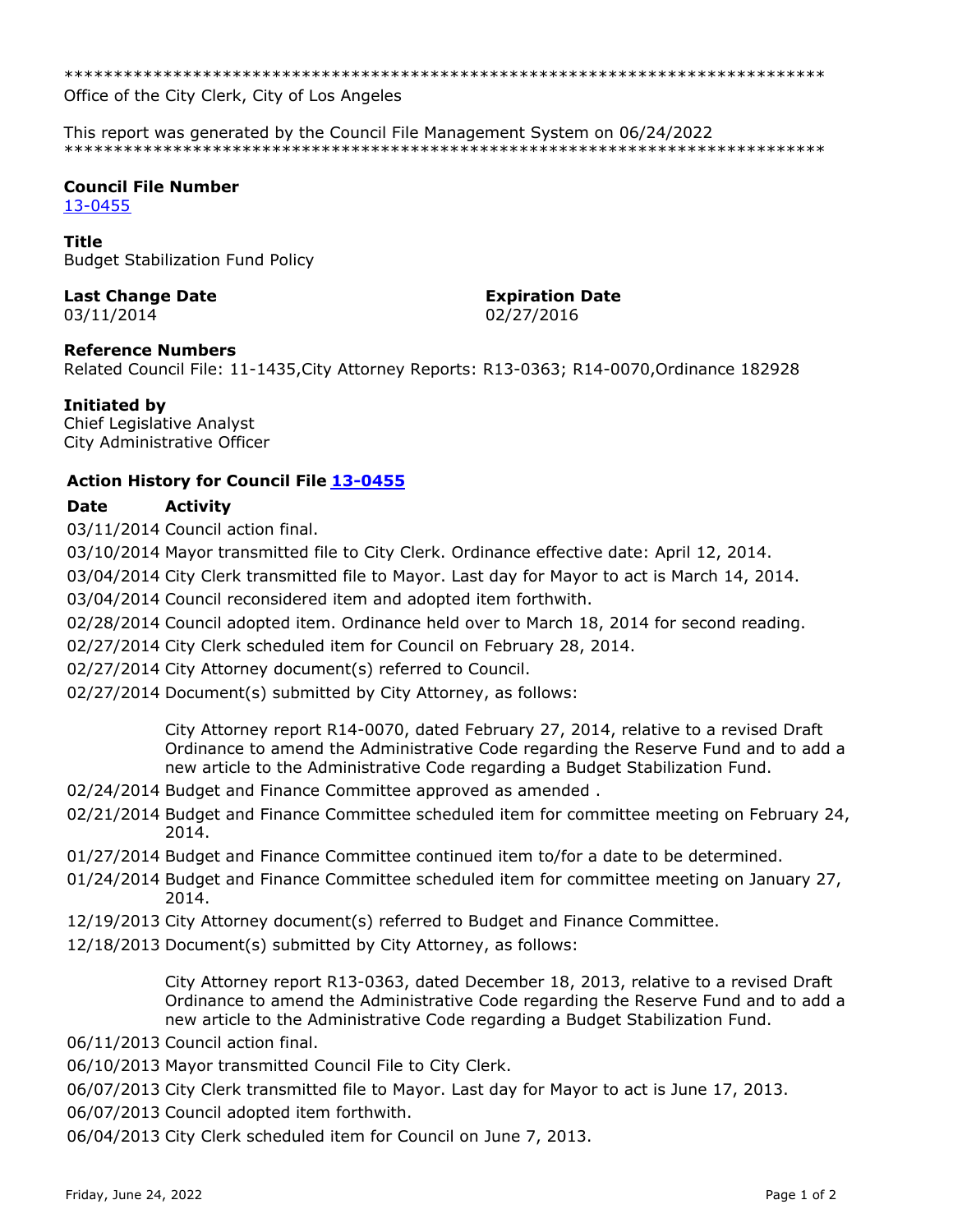*****************************************************************************
Office of the City Clerk, City of Los Angeles

This report was generated by the Council File Management System on 06/24/2022
*****************************************************************************

**Council File Number**
13-0455

**Title**
Budget Stabilization Fund Policy

**Last Change Date**
03/11/2014

**Expiration Date**
02/27/2016

**Reference Numbers**
Related Council File: 11-1435,City Attorney Reports: R13-0363; R14-0070,Ordinance 182928

**Initiated by**
Chief Legislative Analyst
City Administrative Officer

**Action History for Council File 13-0455**

| Date | Activity |
| --- | --- |
| 03/11/2014 | Council action final. |
| 03/10/2014 | Mayor transmitted file to City Clerk. Ordinance effective date: April 12, 2014. |
| 03/04/2014 | City Clerk transmitted file to Mayor. Last day for Mayor to act is March 14, 2014. |
| 03/04/2014 | Council reconsidered item and adopted item forthwith. |
| 02/28/2014 | Council adopted item. Ordinance held over to March 18, 2014 for second reading. |
| 02/27/2014 | City Clerk scheduled item for Council on February 28, 2014. |
| 02/27/2014 | City Attorney document(s) referred to Council. |
| 02/27/2014 | Document(s) submitted by City Attorney, as follows:<br><br>City Attorney report R14-0070, dated February 27, 2014, relative to a revised Draft Ordinance to amend the Administrative Code regarding the Reserve Fund and to add a new article to the Administrative Code regarding a Budget Stabilization Fund. |
| 02/24/2014 | Budget and Finance Committee approved as amended . |
| 02/21/2014 | Budget and Finance Committee scheduled item for committee meeting on February 24, 2014. |
| 01/27/2014 | Budget and Finance Committee continued item to/for a date to be determined. |
| 01/24/2014 | Budget and Finance Committee scheduled item for committee meeting on January 27, 2014. |
| 12/19/2013 | City Attorney document(s) referred to Budget and Finance Committee. |
| 12/18/2013 | Document(s) submitted by City Attorney, as follows:<br><br>City Attorney report R13-0363, dated December 18, 2013, relative to a revised Draft Ordinance to amend the Administrative Code regarding the Reserve Fund and to add a new article to the Administrative Code regarding a Budget Stabilization Fund. |
| 06/11/2013 | Council action final. |
| 06/10/2013 | Mayor transmitted Council File to City Clerk. |
| 06/07/2013 | City Clerk transmitted file to Mayor. Last day for Mayor to act is June 17, 2013. |
| 06/07/2013 | Council adopted item forthwith. |
| 06/04/2013 | City Clerk scheduled item for Council on June 7, 2013. |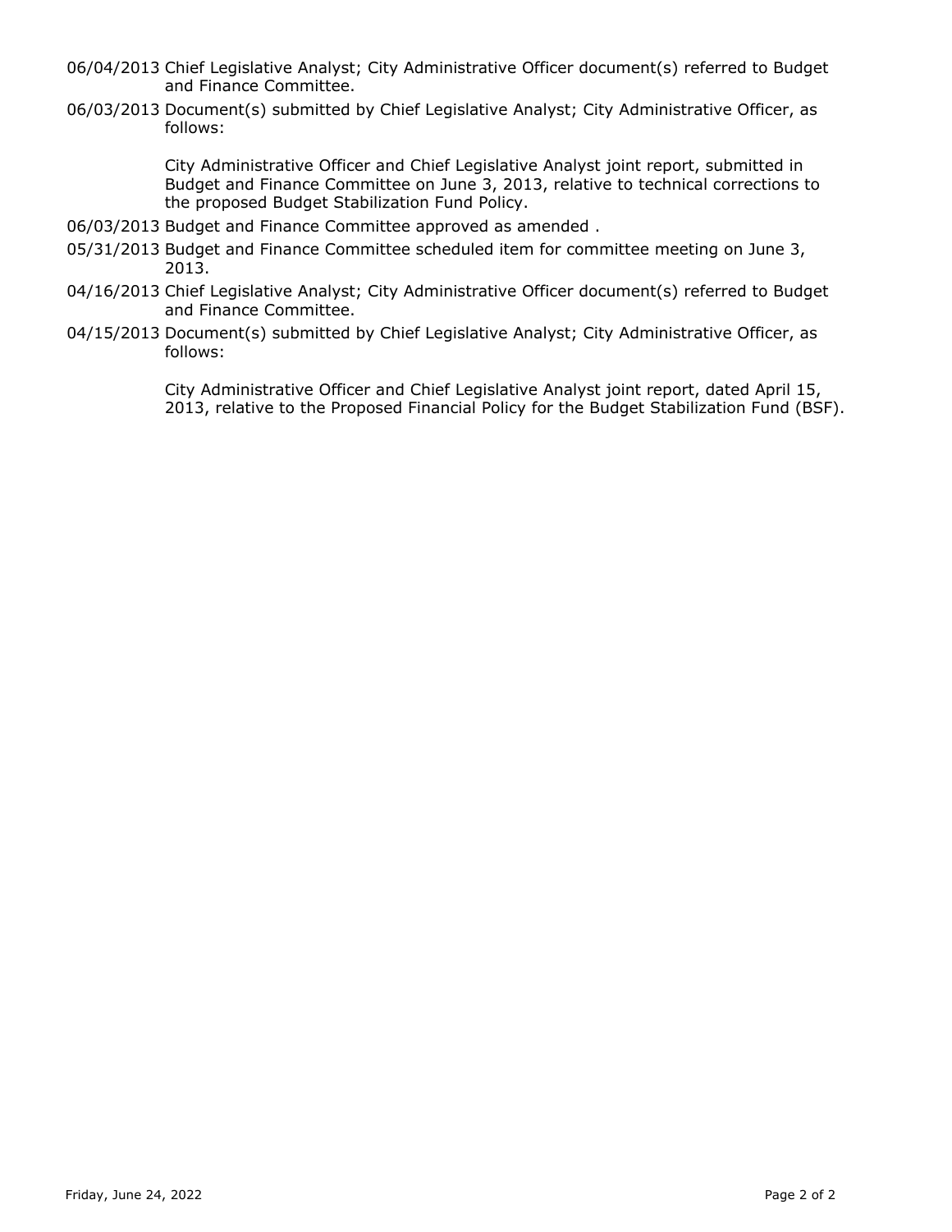06/04/2013 Chief Legislative Analyst; City Administrative Officer document(s) referred to Budget and Finance Committee.

06/03/2013 Document(s) submitted by Chief Legislative Analyst; City Administrative Officer, as follows:

City Administrative Officer and Chief Legislative Analyst joint report, submitted in Budget and Finance Committee on June 3, 2013, relative to technical corrections to the proposed Budget Stabilization Fund Policy.

06/03/2013 Budget and Finance Committee approved as amended .

05/31/2013 Budget and Finance Committee scheduled item for committee meeting on June 3, 2013.

04/16/2013 Chief Legislative Analyst; City Administrative Officer document(s) referred to Budget and Finance Committee.

04/15/2013 Document(s) submitted by Chief Legislative Analyst; City Administrative Officer, as follows:

City Administrative Officer and Chief Legislative Analyst joint report, dated April 15, 2013, relative to the Proposed Financial Policy for the Budget Stabilization Fund (BSF).